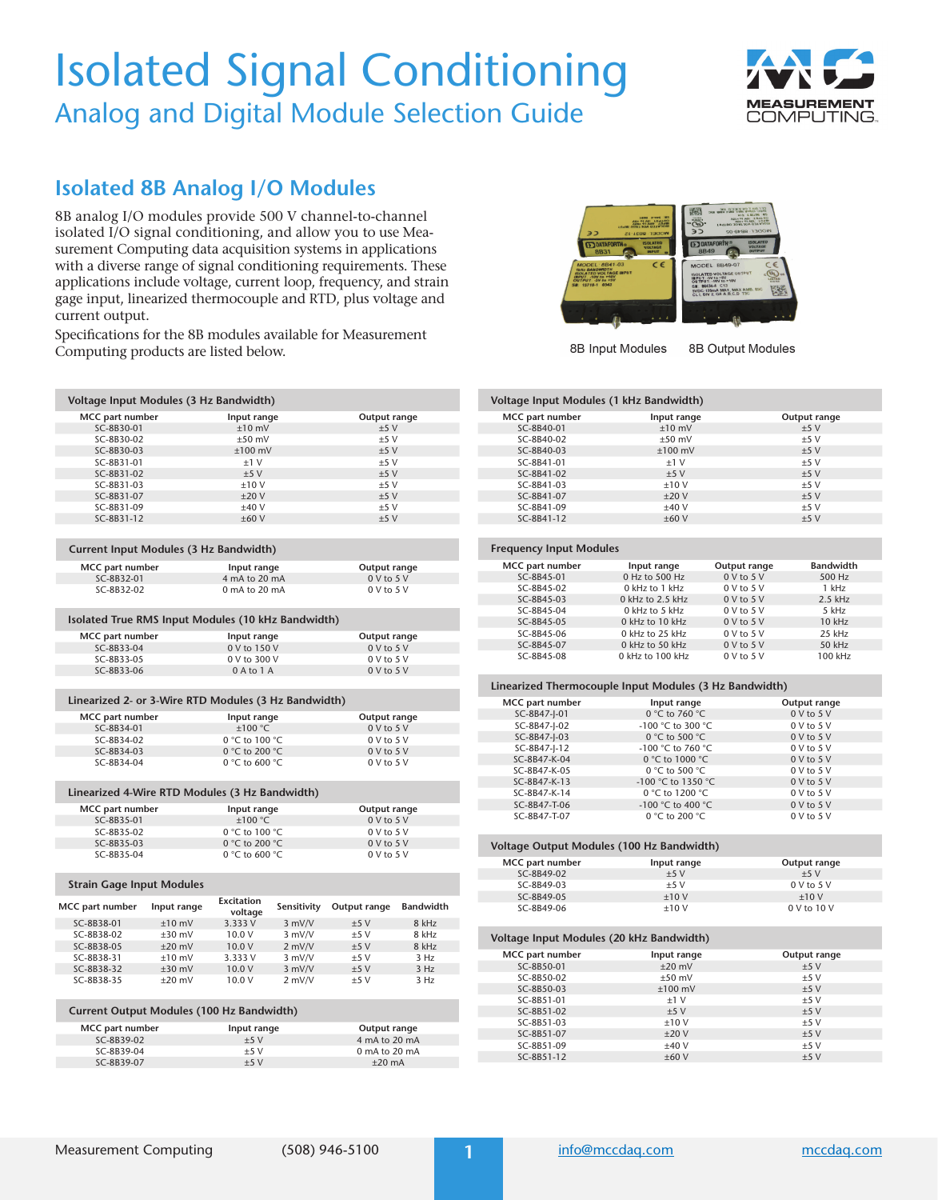# Isolated Signal Conditioning

## Analog and Digital Module Selection Guide

## Isolated 8B Analog I/O Modules

8B analog I/O modules provide 500 V channel-to-channel isolated I/O signal conditioning, and allow you to use Measurement Computing data acquisition systems in applications with a diverse range of signal conditioning requirements. These applications include voltage, current loop, frequency, and strain gage input, linearized thermocouple and RTD, plus voltage and current output.

Specifications for the 8B modules available for Measurement Computing products are listed below.

8B Input Modules     8B Output Modules

### Voltage Input Modules (3 Hz Bandwidth)

| MCC part number | Input range | Output range |
|---|---|---|
| SC-8B30-01 | ±10 mV | ±5 V |
| SC-8B30-02 | ±50 mV | ±5 V |
| SC-8B30-03 | ±100 mV | ±5 V |
| SC-8B31-01 | ±1 V | ±5 V |
| SC-8B31-02 | ±5 V | ±5 V |
| SC-8B31-03 | ±10 V | ±5 V |
| SC-8B31-07 | ±20 V | ±5 V |
| SC-8B31-09 | ±40 V | ±5 V |
| SC-8B31-12 | ±60 V | ±5 V |

### Current Input Modules (3 Hz Bandwidth)

| MCC part number | Input range | Output range |
|---|---|---|
| SC-8B32-01 | 4 mA to 20 mA | 0 V to 5 V |
| SC-8B32-02 | 0 mA to 20 mA | 0 V to 5 V |

### Isolated True RMS Input Modules (10 kHz Bandwidth)

| MCC part number | Input range | Output range |
|---|---|---|
| SC-8B33-04 | 0 V to 150 V | 0 V to 5 V |
| SC-8B33-05 | 0 V to 300 V | 0 V to 5 V |
| SC-8B33-06 | 0 A to 1 A | 0 V to 5 V |

### Linearized 2- or 3-Wire RTD Modules (3 Hz Bandwidth)

| MCC part number | Input range | Output range |
|---|---|---|
| SC-8B34-01 | ±100 °C | 0 V to 5 V |
| SC-8B34-02 | 0 °C to 100 °C | 0 V to 5 V |
| SC-8B34-03 | 0 °C to 200 °C | 0 V to 5 V |
| SC-8B34-04 | 0 °C to 600 °C | 0 V to 5 V |

### Linearized 4-Wire RTD Modules (3 Hz Bandwidth)

| MCC part number | Input range | Output range |
|---|---|---|
| SC-8B35-01 | ±100 °C | 0 V to 5 V |
| SC-8B35-02 | 0 °C to 100 °C | 0 V to 5 V |
| SC-8B35-03 | 0 °C to 200 °C | 0 V to 5 V |
| SC-8B35-04 | 0 °C to 600 °C | 0 V to 5 V |

### Strain Gage Input Modules

| MCC part number | Input range | Excitation voltage | Sensitivity | Output range | Bandwidth |
|---|---|---|---|---|---|
| SC-8B38-01 | ±10 mV | 3.333 V | 3 mV/V | ±5 V | 8 kHz |
| SC-8B38-02 | ±30 mV | 10.0 V | 3 mV/V | ±5 V | 8 kHz |
| SC-8B38-05 | ±20 mV | 10.0 V | 2 mV/V | ±5 V | 8 kHz |
| SC-8B38-31 | ±10 mV | 3.333 V | 3 mV/V | ±5 V | 3 Hz |
| SC-8B38-32 | ±30 mV | 10.0 V | 3 mV/V | ±5 V | 3 Hz |
| SC-8B38-35 | ±20 mV | 10.0 V | 2 mV/V | ±5 V | 3 Hz |

### Current Output Modules (100 Hz Bandwidth)

| MCC part number | Input range | Output range |
|---|---|---|
| SC-8B39-02 | ±5 V | 4 mA to 20 mA |
| SC-8B39-04 | ±5 V | 0 mA to 20 mA |
| SC-8B39-07 | ±5 V | ±20 mA |

### Voltage Input Modules (1 kHz Bandwidth)

| MCC part number | Input range | Output range |
|---|---|---|
| SC-8B40-01 | ±10 mV | ±5 V |
| SC-8B40-02 | ±50 mV | ±5 V |
| SC-8B40-03 | ±100 mV | ±5 V |
| SC-8B41-01 | ±1 V | ±5 V |
| SC-8B41-02 | ±5 V | ±5 V |
| SC-8B41-03 | ±10 V | ±5 V |
| SC-8B41-07 | ±20 V | ±5 V |
| SC-8B41-09 | ±40 V | ±5 V |
| SC-8B41-12 | ±60 V | ±5 V |

### Frequency Input Modules

| MCC part number | Input range | Output range | Bandwidth |
|---|---|---|---|
| SC-8B45-01 | 0 Hz to 500 Hz | 0 V to 5 V | 500 Hz |
| SC-8B45-02 | 0 kHz to 1 kHz | 0 V to 5 V | 1 kHz |
| SC-8B45-03 | 0 kHz to 2.5 kHz | 0 V to 5 V | 2.5 kHz |
| SC-8B45-04 | 0 kHz to 5 kHz | 0 V to 5 V | 5 kHz |
| SC-8B45-05 | 0 kHz to 10 kHz | 0 V to 5 V | 10 kHz |
| SC-8B45-06 | 0 kHz to 25 kHz | 0 V to 5 V | 25 kHz |
| SC-8B45-07 | 0 kHz to 50 kHz | 0 V to 5 V | 50 kHz |
| SC-8B45-08 | 0 kHz to 100 kHz | 0 V to 5 V | 100 kHz |

### Linearized Thermocouple Input Modules (3 Hz Bandwidth)

| MCC part number | Input range | Output range |
|---|---|---|
| SC-8B47-J-01 | 0 °C to 760 °C | 0 V to 5 V |
| SC-8B47-J-02 | -100 °C to 300 °C | 0 V to 5 V |
| SC-8B47-J-03 | 0 °C to 500 °C | 0 V to 5 V |
| SC-8B47-J-12 | -100 °C to 760 °C | 0 V to 5 V |
| SC-8B47-K-04 | 0 °C to 1000 °C | 0 V to 5 V |
| SC-8B47-K-05 | 0 °C to 500 °C | 0 V to 5 V |
| SC-8B47-K-13 | -100 °C to 1350 °C | 0 V to 5 V |
| SC-8B47-K-14 | 0 °C to 1200 °C | 0 V to 5 V |
| SC-8B47-T-06 | -100 °C to 400 °C | 0 V to 5 V |
| SC-8B47-T-07 | 0 °C to 200 °C | 0 V to 5 V |

### Voltage Output Modules (100 Hz Bandwidth)

| MCC part number | Input range | Output range |
|---|---|---|
| SC-8B49-02 | ±5 V | ±5 V |
| SC-8B49-03 | ±5 V | 0 V to 5 V |
| SC-8B49-05 | ±10 V | ±10 V |
| SC-8B49-06 | ±10 V | 0 V to 10 V |

### Voltage Input Modules (20 kHz Bandwidth)

| MCC part number | Input range | Output range |
|---|---|---|
| SC-8B50-01 | ±20 mV | ±5 V |
| SC-8B50-02 | ±50 mV | ±5 V |
| SC-8B50-03 | ±100 mV | ±5 V |
| SC-8B51-01 | ±1 V | ±5 V |
| SC-8B51-02 | ±5 V | ±5 V |
| SC-8B51-03 | ±10 V | ±5 V |
| SC-8B51-07 | ±20 V | ±5 V |
| SC-8B51-09 | ±40 V | ±5 V |
| SC-8B51-12 | ±60 V | ±5 V |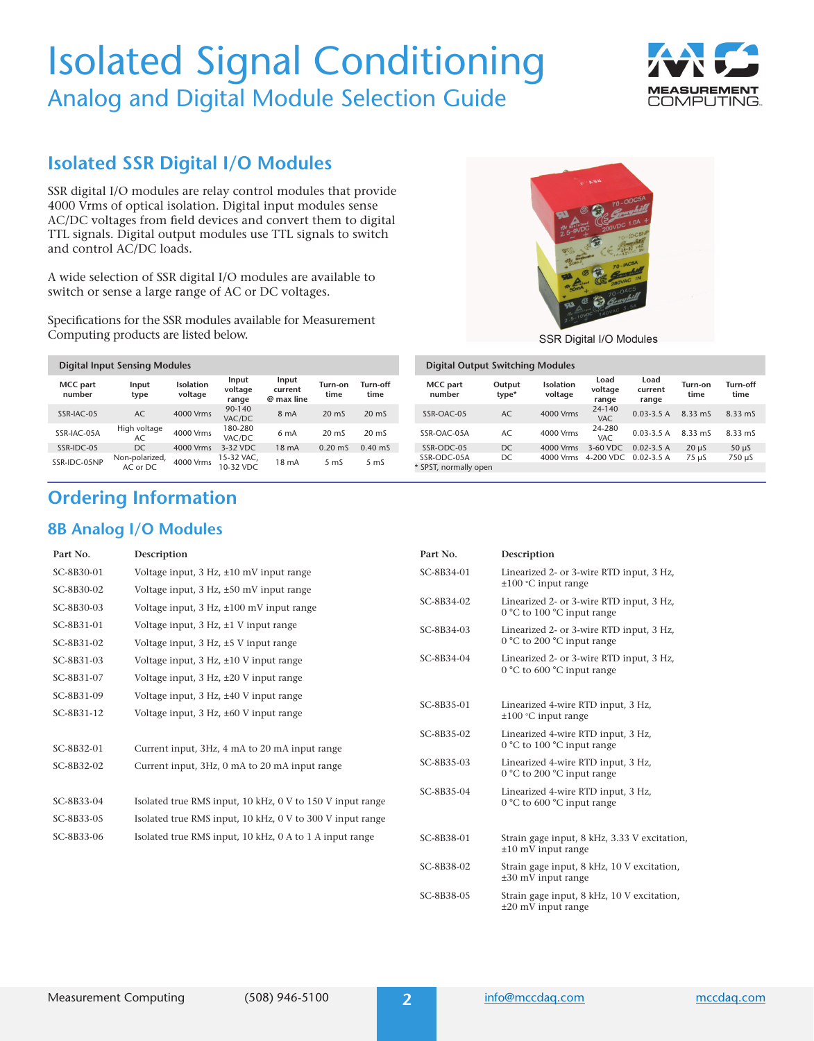# Isolated Signal Conditioning

## Analog and Digital Module Selection Guide

## Isolated SSR Digital I/O Modules

SSR digital I/O modules are relay control modules that provide 4000 Vrms of optical isolation. Digital input modules sense AC/DC voltages from field devices and convert them to digital TTL signals. Digital output modules use TTL signals to switch and control AC/DC loads.

A wide selection of SSR digital I/O modules are available to switch or sense a large range of AC or DC voltages.

Specifications for the SSR modules available for Measurement Computing products are listed below.

SSR Digital I/O Modules

**Digital Input Sensing Modules**

| MCC part number | Input type | Isolation voltage | Input voltage range | Input current @ max line | Turn-on time | Turn-off time |
|---|---|---|---|---|---|---|
| SSR-IAC-05 | AC | 4000 Vrms | 90-140 VAC/DC | 8 mA | 20 mS | 20 mS |
| SSR-IAC-05A | High voltage AC | 4000 Vrms | 180-280 VAC/DC | 6 mA | 20 mS | 20 mS |
| SSR-IDC-05 | DC | 4000 Vrms | 3-32 VDC | 18 mA | 0.20 mS | 0.40 mS |
| SSR-IDC-05NP | Non-polarized, AC or DC | 4000 Vrms | 15-32 VAC, 10-32 VDC | 18 mA | 5 mS | 5 mS |

**Digital Output Switching Modules**

| MCC part number | Output type* | Isolation voltage | Load voltage range | Load current range | Turn-on time | Turn-off time |
|---|---|---|---|---|---|---|
| SSR-OAC-05 | AC | 4000 Vrms | 24-140 VAC | 0.03-3.5 A | 8.33 mS | 8.33 mS |
| SSR-OAC-05A | AC | 4000 Vrms | 24-280 VAC | 0.03-3.5 A | 8.33 mS | 8.33 mS |
| SSR-ODC-05 | DC | 4000 Vrms | 3-60 VDC | 0.02-3.5 A | 20 µS | 50 µS |
| SSR-ODC-05A | DC | 4000 Vrms | 4-200 VDC | 0.02-3.5 A | 75 µS | 750 µS |

* SPST, normally open

## Ordering Information

### 8B Analog I/O Modules

| Part No. | Description |
|---|---|
| SC-8B30-01 | Voltage input, 3 Hz, ±10 mV input range |
| SC-8B30-02 | Voltage input, 3 Hz, ±50 mV input range |
| SC-8B30-03 | Voltage input, 3 Hz, ±100 mV input range |
| SC-8B31-01 | Voltage input, 3 Hz, ±1 V input range |
| SC-8B31-02 | Voltage input, 3 Hz, ±5 V input range |
| SC-8B31-03 | Voltage input, 3 Hz, ±10 V input range |
| SC-8B31-07 | Voltage input, 3 Hz, ±20 V input range |
| SC-8B31-09 | Voltage input, 3 Hz, ±40 V input range |
| SC-8B31-12 | Voltage input, 3 Hz, ±60 V input range |
| SC-8B32-01 | Current input, 3Hz, 4 mA to 20 mA input range |
| SC-8B32-02 | Current input, 3Hz, 0 mA to 20 mA input range |
| SC-8B33-04 | Isolated true RMS input, 10 kHz, 0 V to 150 V input range |
| SC-8B33-05 | Isolated true RMS input, 10 kHz, 0 V to 300 V input range |
| SC-8B33-06 | Isolated true RMS input, 10 kHz, 0 A to 1 A input range |
| SC-8B34-01 | Linearized 2- or 3-wire RTD input, 3 Hz, ±100 °C input range |
| SC-8B34-02 | Linearized 2- or 3-wire RTD input, 3 Hz, 0 °C to 100 °C input range |
| SC-8B34-03 | Linearized 2- or 3-wire RTD input, 3 Hz, 0 °C to 200 °C input range |
| SC-8B34-04 | Linearized 2- or 3-wire RTD input, 3 Hz, 0 °C to 600 °C input range |
| SC-8B35-01 | Linearized 4-wire RTD input, 3 Hz, ±100 °C input range |
| SC-8B35-02 | Linearized 4-wire RTD input, 3 Hz, 0 °C to 100 °C input range |
| SC-8B35-03 | Linearized 4-wire RTD input, 3 Hz, 0 °C to 200 °C input range |
| SC-8B35-04 | Linearized 4-wire RTD input, 3 Hz, 0 °C to 600 °C input range |
| SC-8B38-01 | Strain gage input, 8 kHz, 3.33 V excitation, ±10 mV input range |
| SC-8B38-02 | Strain gage input, 8 kHz, 10 V excitation, ±30 mV input range |
| SC-8B38-05 | Strain gage input, 8 kHz, 10 V excitation, ±20 mV input range |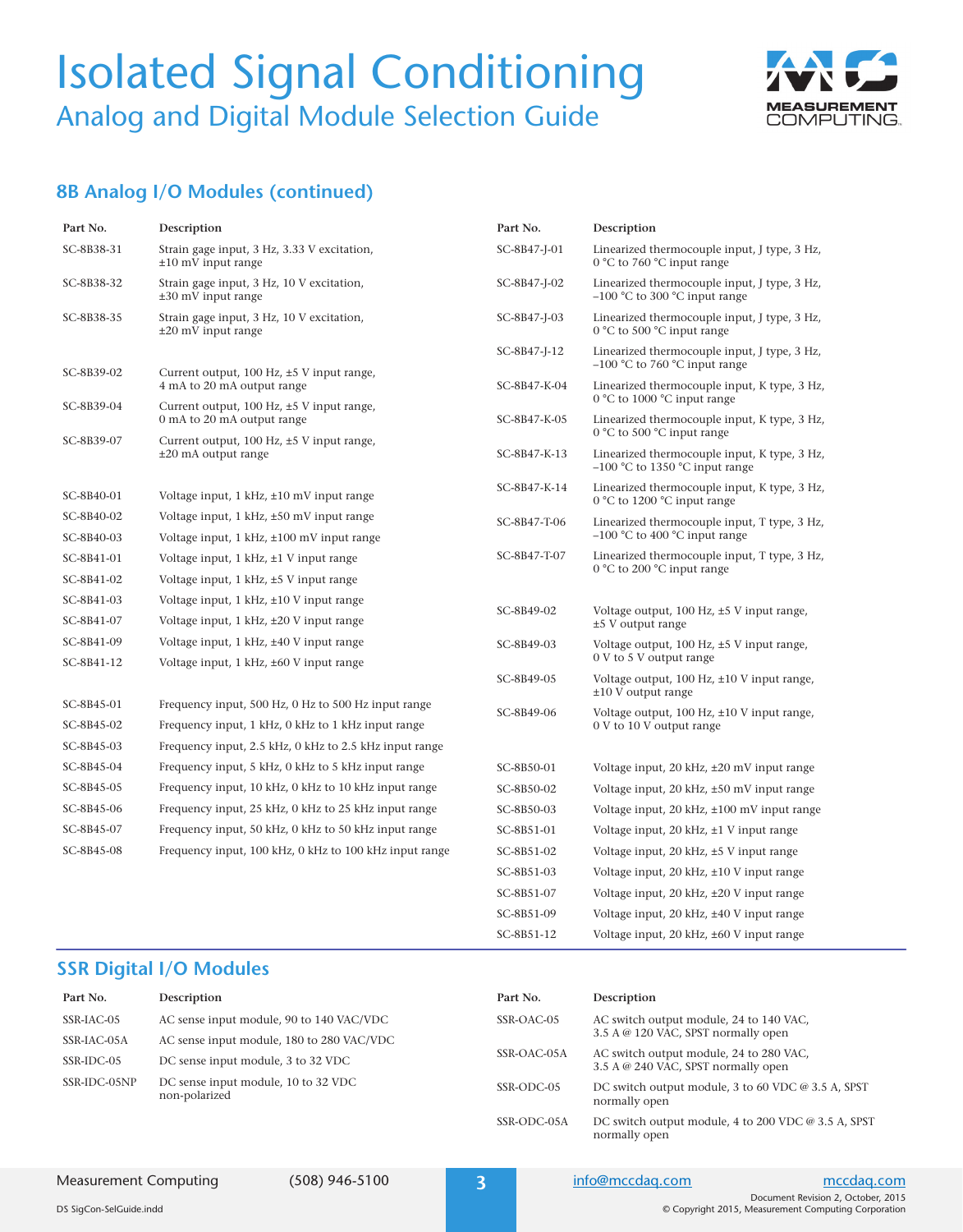# Isolated Signal Conditioning

## Analog and Digital Module Selection Guide

### 8B Analog I/O Modules (continued)

| Part No. | Description |
|---|---|
| SC-8B38-31 | Strain gage input, 3 Hz, 3.33 V excitation, ±10 mV input range |
| SC-8B38-32 | Strain gage input, 3 Hz, 10 V excitation, ±30 mV input range |
| SC-8B38-35 | Strain gage input, 3 Hz, 10 V excitation, ±20 mV input range |
| SC-8B39-02 | Current output, 100 Hz, ±5 V input range, 4 mA to 20 mA output range |
| SC-8B39-04 | Current output, 100 Hz, ±5 V input range, 0 mA to 20 mA output range |
| SC-8B39-07 | Current output, 100 Hz, ±5 V input range, ±20 mA output range |
| SC-8B40-01 | Voltage input, 1 kHz, ±10 mV input range |
| SC-8B40-02 | Voltage input, 1 kHz, ±50 mV input range |
| SC-8B40-03 | Voltage input, 1 kHz, ±100 mV input range |
| SC-8B41-01 | Voltage input, 1 kHz, ±1 V input range |
| SC-8B41-02 | Voltage input, 1 kHz, ±5 V input range |
| SC-8B41-03 | Voltage input, 1 kHz, ±10 V input range |
| SC-8B41-07 | Voltage input, 1 kHz, ±20 V input range |
| SC-8B41-09 | Voltage input, 1 kHz, ±40 V input range |
| SC-8B41-12 | Voltage input, 1 kHz, ±60 V input range |
| SC-8B45-01 | Frequency input, 500 Hz, 0 Hz to 500 Hz input range |
| SC-8B45-02 | Frequency input, 1 kHz, 0 kHz to 1 kHz input range |
| SC-8B45-03 | Frequency input, 2.5 kHz, 0 kHz to 2.5 kHz input range |
| SC-8B45-04 | Frequency input, 5 kHz, 0 kHz to 5 kHz input range |
| SC-8B45-05 | Frequency input, 10 kHz, 0 kHz to 10 kHz input range |
| SC-8B45-06 | Frequency input, 25 kHz, 0 kHz to 25 kHz input range |
| SC-8B45-07 | Frequency input, 50 kHz, 0 kHz to 50 kHz input range |
| SC-8B45-08 | Frequency input, 100 kHz, 0 kHz to 100 kHz input range |
| SC-8B47-J-01 | Linearized thermocouple input, J type, 3 Hz, 0 °C to 760 °C input range |
| SC-8B47-J-02 | Linearized thermocouple input, J type, 3 Hz, –100 °C to 300 °C input range |
| SC-8B47-J-03 | Linearized thermocouple input, J type, 3 Hz, 0 °C to 500 °C input range |
| SC-8B47-J-12 | Linearized thermocouple input, J type, 3 Hz, –100 °C to 760 °C input range |
| SC-8B47-K-04 | Linearized thermocouple input, K type, 3 Hz, 0 °C to 1000 °C input range |
| SC-8B47-K-05 | Linearized thermocouple input, K type, 3 Hz, 0 °C to 500 °C input range |
| SC-8B47-K-13 | Linearized thermocouple input, K type, 3 Hz, –100 °C to 1350 °C input range |
| SC-8B47-K-14 | Linearized thermocouple input, K type, 3 Hz, 0 °C to 1200 °C input range |
| SC-8B47-T-06 | Linearized thermocouple input, T type, 3 Hz, –100 °C to 400 °C input range |
| SC-8B47-T-07 | Linearized thermocouple input, T type, 3 Hz, 0 °C to 200 °C input range |
| SC-8B49-02 | Voltage output, 100 Hz, ±5 V input range, ±5 V output range |
| SC-8B49-03 | Voltage output, 100 Hz, ±5 V input range, 0 V to 5 V output range |
| SC-8B49-05 | Voltage output, 100 Hz, ±10 V input range, ±10 V output range |
| SC-8B49-06 | Voltage output, 100 Hz, ±10 V input range, 0 V to 10 V output range |
| SC-8B50-01 | Voltage input, 20 kHz, ±20 mV input range |
| SC-8B50-02 | Voltage input, 20 kHz, ±50 mV input range |
| SC-8B50-03 | Voltage input, 20 kHz, ±100 mV input range |
| SC-8B51-01 | Voltage input, 20 kHz, ±1 V input range |
| SC-8B51-02 | Voltage input, 20 kHz, ±5 V input range |
| SC-8B51-03 | Voltage input, 20 kHz, ±10 V input range |
| SC-8B51-07 | Voltage input, 20 kHz, ±20 V input range |
| SC-8B51-09 | Voltage input, 20 kHz, ±40 V input range |
| SC-8B51-12 | Voltage input, 20 kHz, ±60 V input range |

### SSR Digital I/O Modules

| Part No. | Description |
|---|---|
| SSR-IAC-05 | AC sense input module, 90 to 140 VAC/VDC |
| SSR-IAC-05A | AC sense input module, 180 to 280 VAC/VDC |
| SSR-IDC-05 | DC sense input module, 3 to 32 VDC |
| SSR-IDC-05NP | DC sense input module, 10 to 32 VDC non-polarized |
| SSR-OAC-05 | AC switch output module, 24 to 140 VAC, 3.5 A @ 120 VAC, SPST normally open |
| SSR-OAC-05A | AC switch output module, 24 to 280 VAC, 3.5 A @ 240 VAC, SPST normally open |
| SSR-ODC-05 | DC switch output module, 3 to 60 VDC @ 3.5 A, SPST normally open |
| SSR-ODC-05A | DC switch output module, 4 to 200 VDC @ 3.5 A, SPST normally open |

Measurement Computing (508) 946-5100 info@mccdaq.com mccdaq.com

Document Revision 2, October, 2015
© Copyright 2015, Measurement Computing Corporation